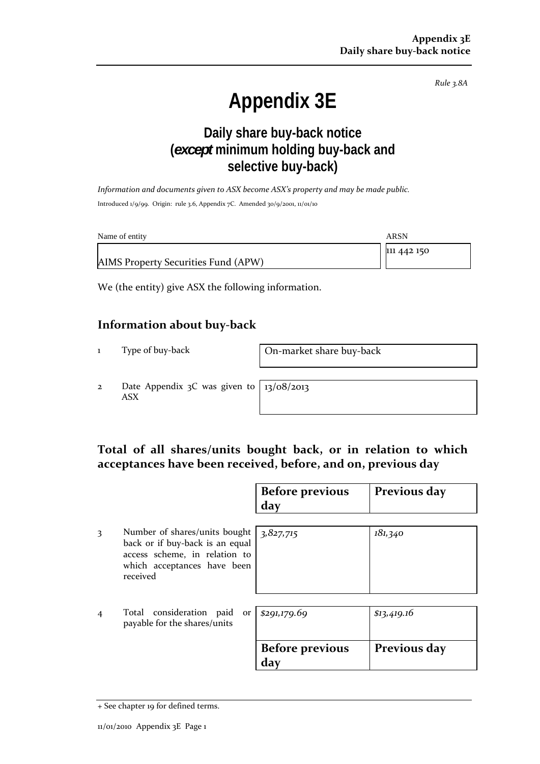Rule 3.8A

# Appendix 3E

## Daily share buy-back notice (*except* minimum holding buy-back and selective buy-back)

*Information and documents given to ASX become ASX's property and may be made public.*

Introduced 1/9/99. Origin: rule 3.6, Appendix 7C. Amended 30/9/2001, 11/01/10

| Name of entity | ARSN |
|---|---|
| AIMS Property Securities Fund (APW) | 111 442 150 |

We (the entity) give ASX the following information.

## Information about buy-back

| | | |
|---|---|---|
| 1 | Type of buy-back | On-market share buy-back |
| 2 | Date Appendix 3C was given to ASX | 13/08/2013 |

## Total of all shares/units bought back, or in relation to which acceptances have been received, before, and on, previous day

| | | Before previous day | Previous day |
|---|---|---|---|
| 3 | Number of shares/units bought back or if buy-back is an equal access scheme, in relation to which acceptances have been received | *3,827,715* | *181,340* |
| 4 | Total consideration paid or payable for the shares/units | *$291,179.69* | *$13,419.16* |
| | | **Before previous day** | **Previous day** |

+ See chapter 19 for defined terms.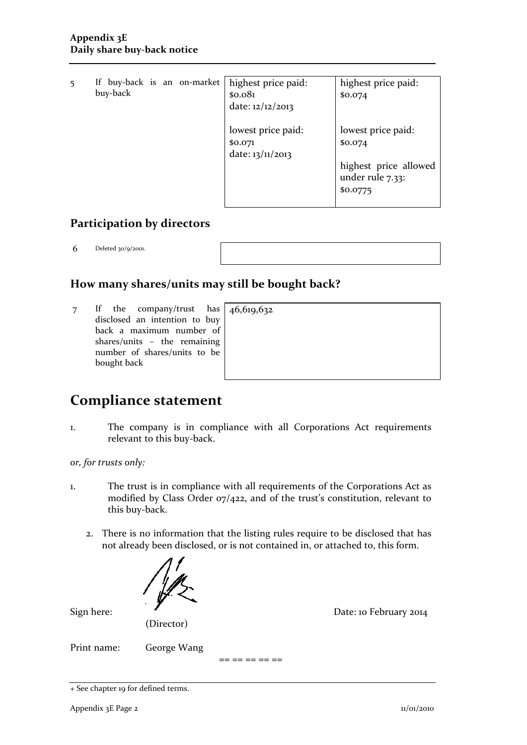**Appendix 3E**
**Daily share buy-back notice**

| | | | |
|---|---|---|---|
| 5 | If buy-back is an on-market buy-back | highest price paid: $0.081 date: 12/12/2013<br><br>lowest price paid: $0.071 date: 13/11/2013 | highest price paid: $0.074<br><br>lowest price paid: $0.074<br><br>highest price allowed under rule 7.33: $0.0775 |

## Participation by directors

| | | |
|---|---|---|
| 6 | Deleted 30/9/2001. | |

## How many shares/units may still be bought back?

| | | |
|---|---|---|
| 7 | If the company/trust has disclosed an intention to buy back a maximum number of shares/units – the remaining number of shares/units to be bought back | 46,619,632 |

# Compliance statement

1. The company is in compliance with all Corporations Act requirements relevant to this buy-back.

*or, for trusts only:*

1. The trust is in compliance with all requirements of the Corporations Act as modified by Class Order 07/422, and of the trust's constitution, relevant to this buy-back.

2. There is no information that the listing rules require to be disclosed that has not already been disclosed, or is not contained in, or attached to, this form.

Sign here: (Director) Date: 10 February 2014

Print name: George Wang

== == == == ==

+ See chapter 19 for defined terms.